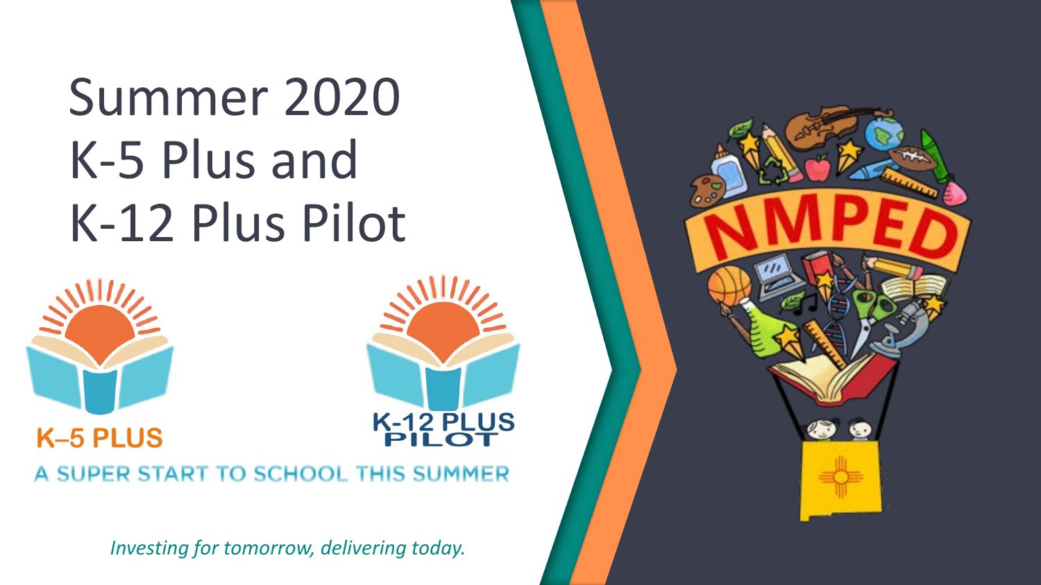# Summer 2020 K-5 Plus and K-12 Plus Pilot

K–5 PLUS

K-12 PLUS PILOT

A SUPER START TO SCHOOL THIS SUMMER

*Investing for tomorrow, delivering today.*

NMPED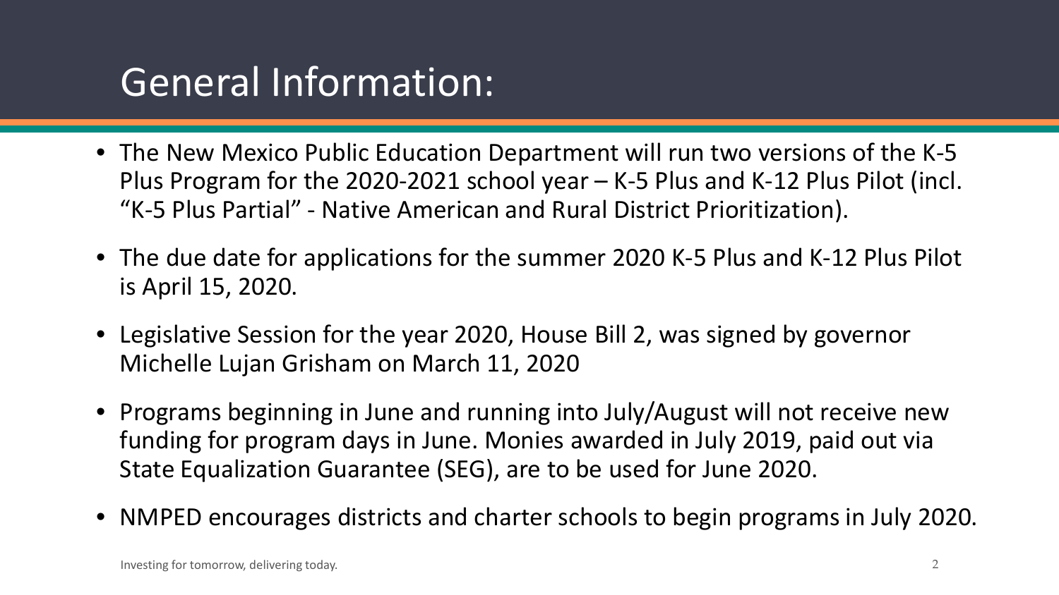# General Information:

- The New Mexico Public Education Department will run two versions of the K-5 Plus Program for the 2020-2021 school year – K-5 Plus and K-12 Plus Pilot (incl. "K-5 Plus Partial" - Native American and Rural District Prioritization).
- The due date for applications for the summer 2020 K-5 Plus and K-12 Plus Pilot is April 15, 2020.
- Legislative Session for the year 2020, House Bill 2, was signed by governor Michelle Lujan Grisham on March 11, 2020
- Programs beginning in June and running into July/August will not receive new funding for program days in June. Monies awarded in July 2019, paid out via State Equalization Guarantee (SEG), are to be used for June 2020.
- NMPED encourages districts and charter schools to begin programs in July 2020.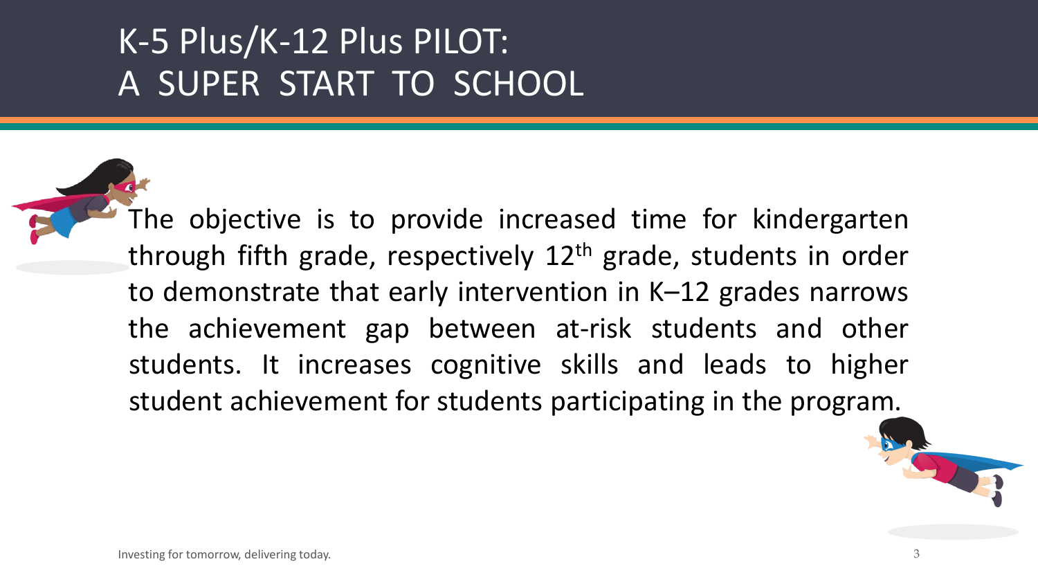# K-5 Plus/K-12 Plus PILOT: A SUPER START TO SCHOOL

The objective is to provide increased time for kindergarten through fifth grade, respectively $12^{th}$ grade, students in order to demonstrate that early intervention in K–12 grades narrows the achievement gap between at-risk students and other students. It increases cognitive skills and leads to higher student achievement for students participating in the program.

Investing for tomorrow, delivering today.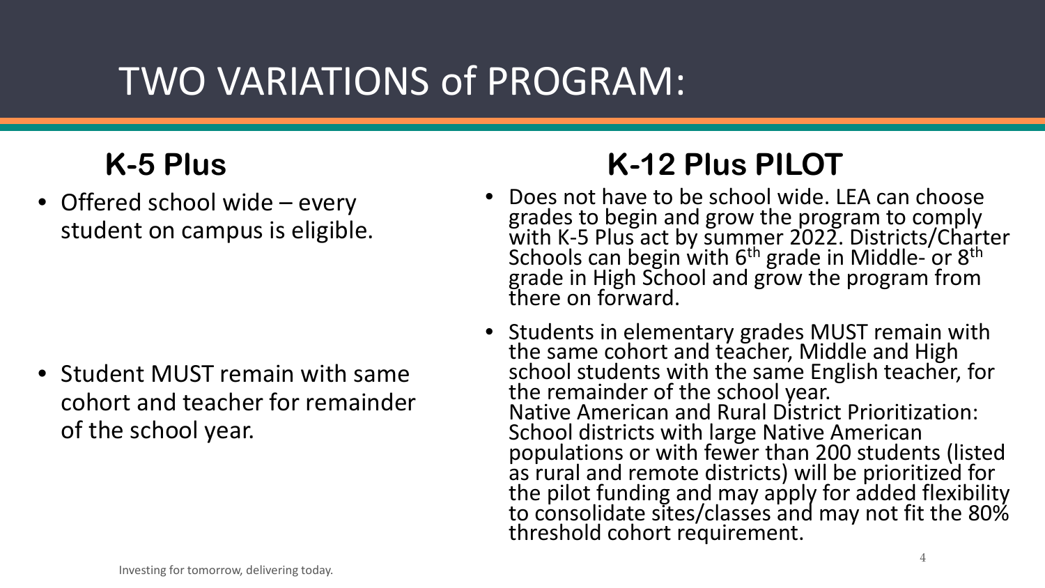# TWO VARIATIONS of PROGRAM:

## K-5 Plus

- Offered school wide – every student on campus is eligible.
- Student MUST remain with same cohort and teacher for remainder of the school year.

## K-12 Plus PILOT

- Does not have to be school wide. LEA can choose grades to begin and grow the program to comply with K-5 Plus act by summer 2022. Districts/Charter Schools can begin with 6th grade in Middle- or 8th grade in High School and grow the program from there on forward.
- Students in elementary grades MUST remain with the same cohort and teacher, Middle and High school students with the same English teacher, for the remainder of the school year.
  Native American and Rural District Prioritization: School districts with large Native American populations or with fewer than 200 students (listed as rural and remote districts) will be prioritized for the pilot funding and may apply for added flexibility to consolidate sites/classes and may not fit the 80% threshold cohort requirement.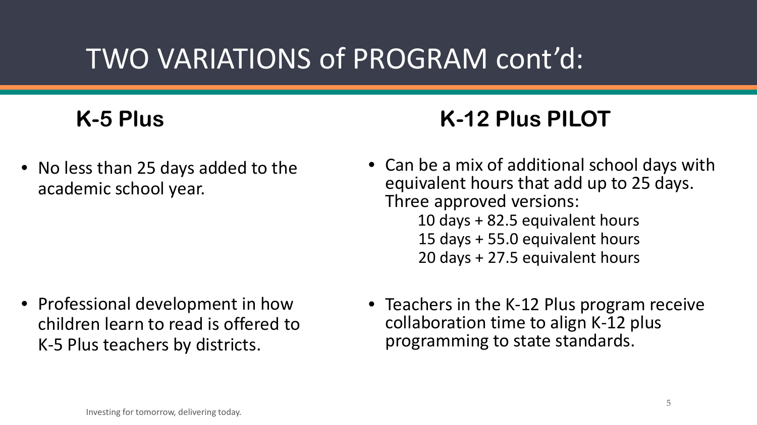# TWO VARIATIONS of PROGRAM cont'd:

## K-5 Plus

- No less than 25 days added to the academic school year.
- Professional development in how children learn to read is offered to K-5 Plus teachers by districts.

## K-12 Plus PILOT

- Can be a mix of additional school days with equivalent hours that add up to 25 days. Three approved versions:
  - 10 days + 82.5 equivalent hours
  - 15 days + 55.0 equivalent hours
  - 20 days + 27.5 equivalent hours
- Teachers in the K-12 Plus program receive collaboration time to align K-12 plus programming to state standards.

Investing for tomorrow, delivering today.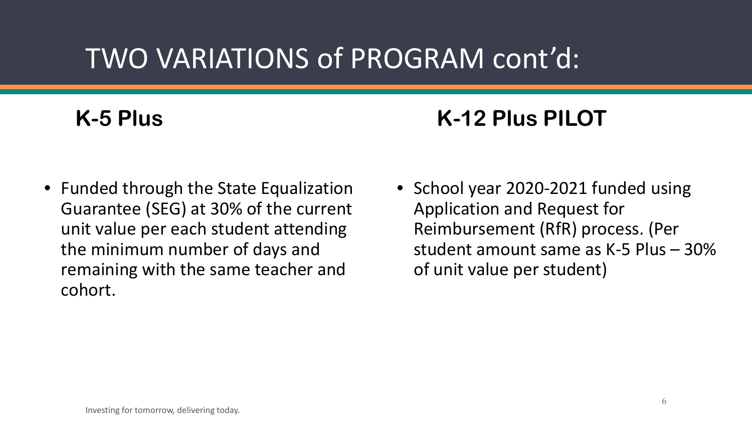# TWO VARIATIONS of PROGRAM cont'd:

## K-5 Plus

- Funded through the State Equalization Guarantee (SEG) at 30% of the current unit value per each student attending the minimum number of days and remaining with the same teacher and cohort.

## K-12 Plus PILOT

- School year 2020-2021 funded using Application and Request for Reimbursement (RfR) process. (Per student amount same as K-5 Plus – 30% of unit value per student)

Investing for tomorrow, delivering today.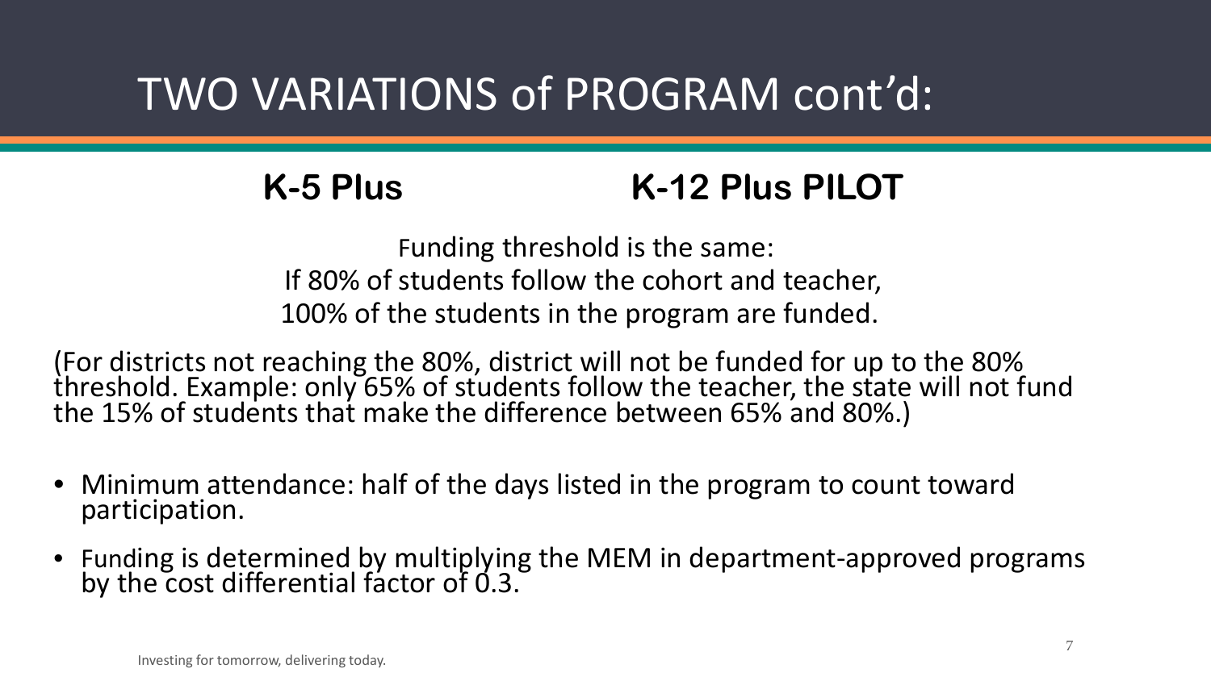# TWO VARIATIONS of PROGRAM cont'd:

## K-5 Plus

## K-12 Plus PILOT

Funding threshold is the same:
If 80% of students follow the cohort and teacher,
100% of the students in the program are funded.

(For districts not reaching the 80%, district will not be funded for up to the 80% threshold. Example: only 65% of students follow the teacher, the state will not fund the 15% of students that make the difference between 65% and 80%.)

- Minimum attendance: half of the days listed in the program to count toward participation.
- Funding is determined by multiplying the MEM in department-approved programs by the cost differential factor of 0.3.

Investing for tomorrow, delivering today.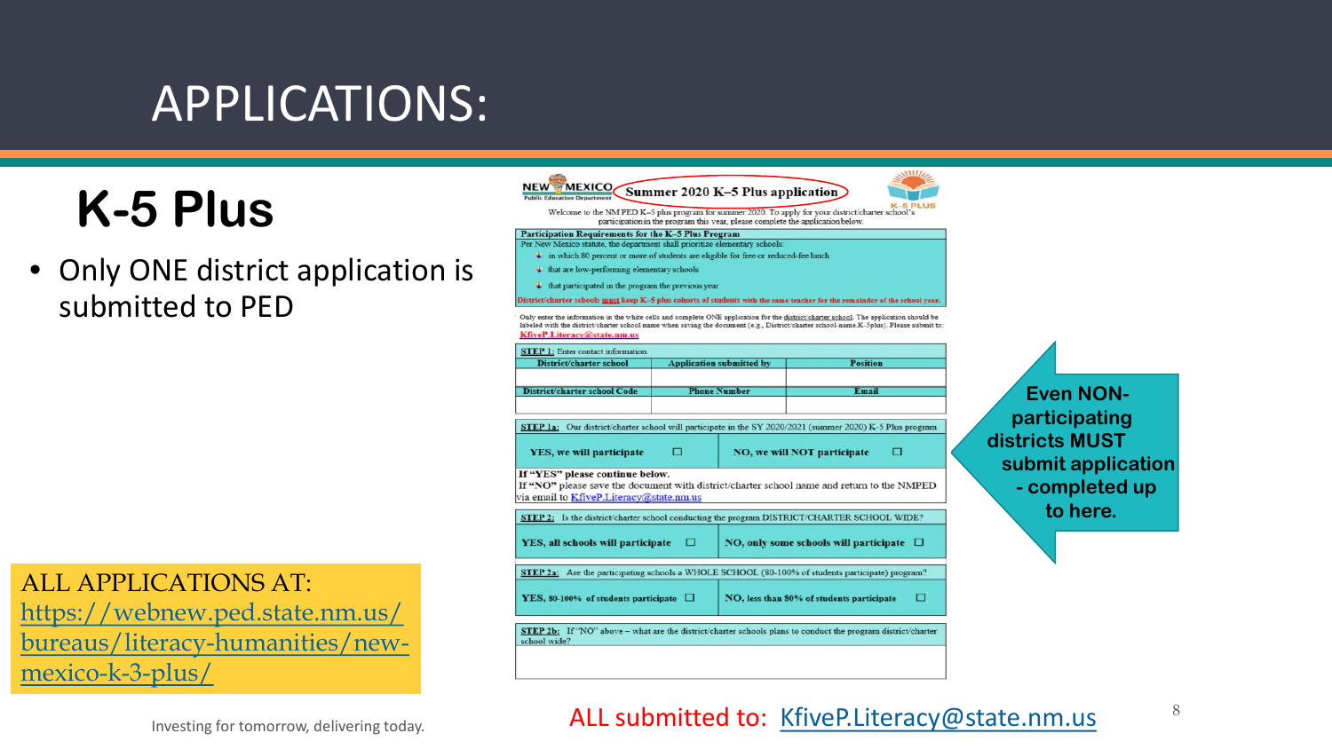# APPLICATIONS:

## K-5 Plus

- Only ONE district application is submitted to PED

ALL APPLICATIONS AT: https://webnew.ped.state.nm.us/bureaus/literacy-humanities/new-mexico-k-3-plus/

**Summer 2020 K–5 Plus application**

Welcome to the NM PED K–5 plus program for summer 2020. To apply for your district/charter school's participation in the program this year, please complete the application below.

**Participation Requirements for the K–5 Plus Program**

Per New Mexico statute, the department shall prioritize elementary schools:

- in which 80 percent or more of students are eligible for free or reduced-fee lunch
- that are low-performing elementary schools
- that participated in the program the previous year

District/charter schools **must** keep K–5 plus cohorts of students with the same teacher for the remainder of the school year.

Only enter the information in the white cells and complete ONE application for the district/charter school. The application should be labeled with the district/charter school name when saving the document (e.g., District/charter school-name.K-5plus). Please submit to: KfiveP.Literacy@state.nm.us

**STEP 1:** Enter contact information.

| District/charter school | Application submitted by | Position |
|---|---|---|
| | | |
| **District/charter school Code** | **Phone Number** | **Email** |
| | | |

**STEP 1a:** Our district/charter school will participate in the SY 2020/2021 (summer 2020) K-5 Plus program

| YES, we will participate ☐ | NO, we will NOT participate ☐ |
|---|---|

**If "YES" please continue below.**
If "NO" please save the document with district/charter school name and return to the NMPED via email to KfiveP.Literacy@state.nm.us

**STEP 2:** Is the district/charter school conducting the program DISTRICT/CHARTER SCHOOL WIDE?

| YES, all schools will participate ☐ | NO, only some schools will participate ☐ |
|---|---|

**STEP 2a:** Are the participating schools a WHOLE SCHOOL (80-100% of students participate) program?

| YES, 80-100% of students participate ☐ | NO, less than 80% of students participate ☐ |
|---|---|

**STEP 2b:** If "NO" above – what are the district/charter schools plans to conduct the program district/charter school wide?

**Even NON-participating districts MUST submit application - completed up to here.**

ALL submitted to: KfiveP.Literacy@state.nm.us

Investing for tomorrow, delivering today.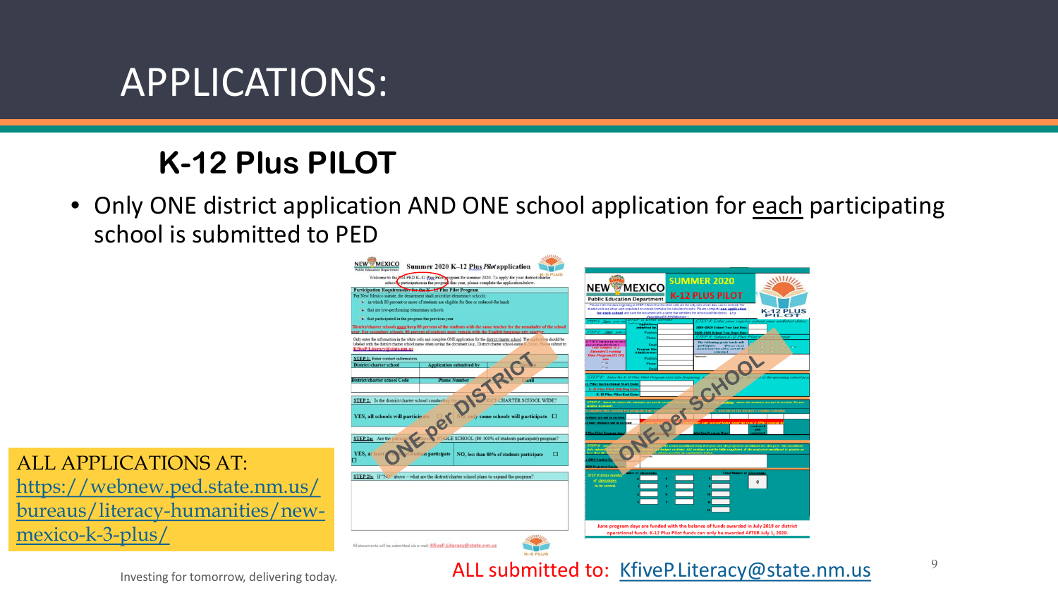# APPLICATIONS:

## K-12 Plus PILOT

- Only ONE district application AND ONE school application for each participating school is submitted to PED

ALL APPLICATIONS AT: https://webnew.ped.state.nm.us/bureaus/literacy-humanities/new-mexico-k-3-plus/

ALL submitted to: KfiveP.Literacy@state.nm.us

Investing for tomorrow, delivering today.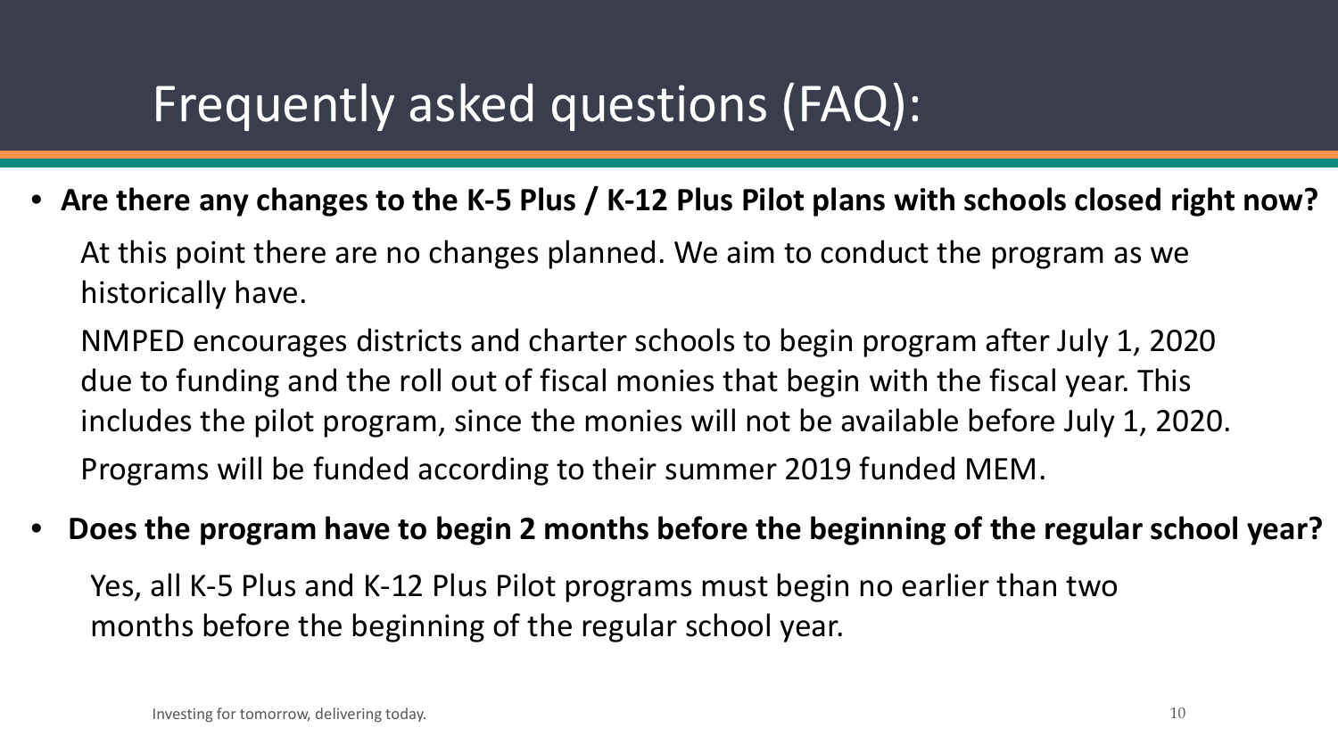# Frequently asked questions (FAQ):

- **Are there any changes to the K-5 Plus / K-12 Plus Pilot plans with schools closed right now?**

  At this point there are no changes planned. We aim to conduct the program as we historically have.

  NMPED encourages districts and charter schools to begin program after July 1, 2020 due to funding and the roll out of fiscal monies that begin with the fiscal year. This includes the pilot program, since the monies will not be available before July 1, 2020.

  Programs will be funded according to their summer 2019 funded MEM.

- **Does the program have to begin 2 months before the beginning of the regular school year?**

  Yes, all K-5 Plus and K-12 Plus Pilot programs must begin no earlier than two months before the beginning of the regular school year.

Investing for tomorrow, delivering today.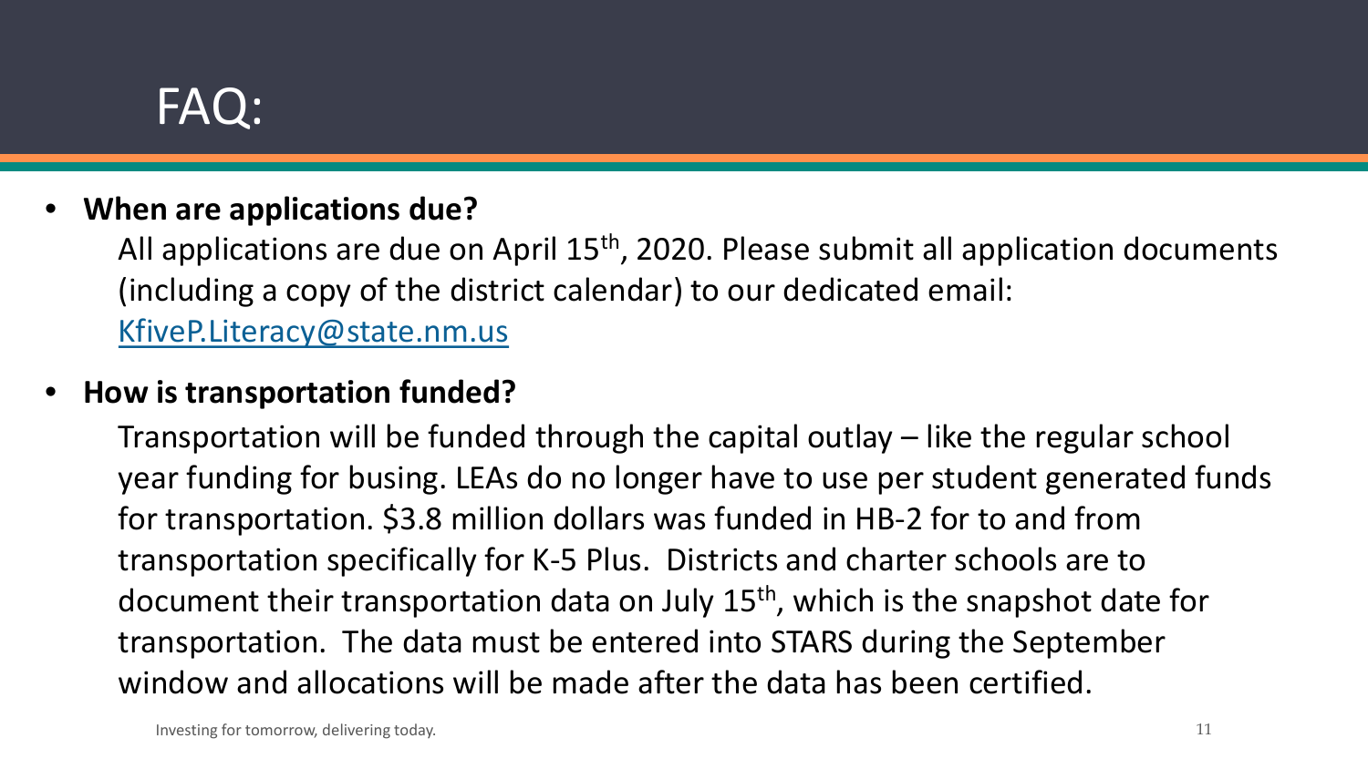# FAQ:

- **When are applications due?**

  All applications are due on April 15th, 2020. Please submit all application documents (including a copy of the district calendar) to our dedicated email: [KfiveP.Literacy@state.nm.us](mailto:KfiveP.Literacy@state.nm.us)

- **How is transportation funded?**

  Transportation will be funded through the capital outlay – like the regular school year funding for busing. LEAs do no longer have to use per student generated funds for transportation. $3.8 million dollars was funded in HB-2 for to and from transportation specifically for K-5 Plus. Districts and charter schools are to document their transportation data on July 15th, which is the snapshot date for transportation. The data must be entered into STARS during the September window and allocations will be made after the data has been certified.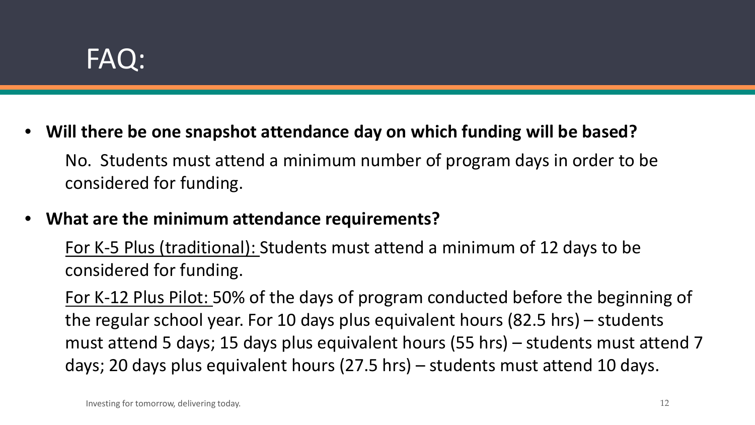# FAQ:

- **Will there be one snapshot attendance day on which funding will be based?**

  No. Students must attend a minimum number of program days in order to be considered for funding.

- **What are the minimum attendance requirements?**

  For K-5 Plus (traditional): Students must attend a minimum of 12 days to be considered for funding.

  For K-12 Plus Pilot: 50% of the days of program conducted before the beginning of the regular school year. For 10 days plus equivalent hours (82.5 hrs) – students must attend 5 days; 15 days plus equivalent hours (55 hrs) – students must attend 7 days; 20 days plus equivalent hours (27.5 hrs) – students must attend 10 days.

Investing for tomorrow, delivering today.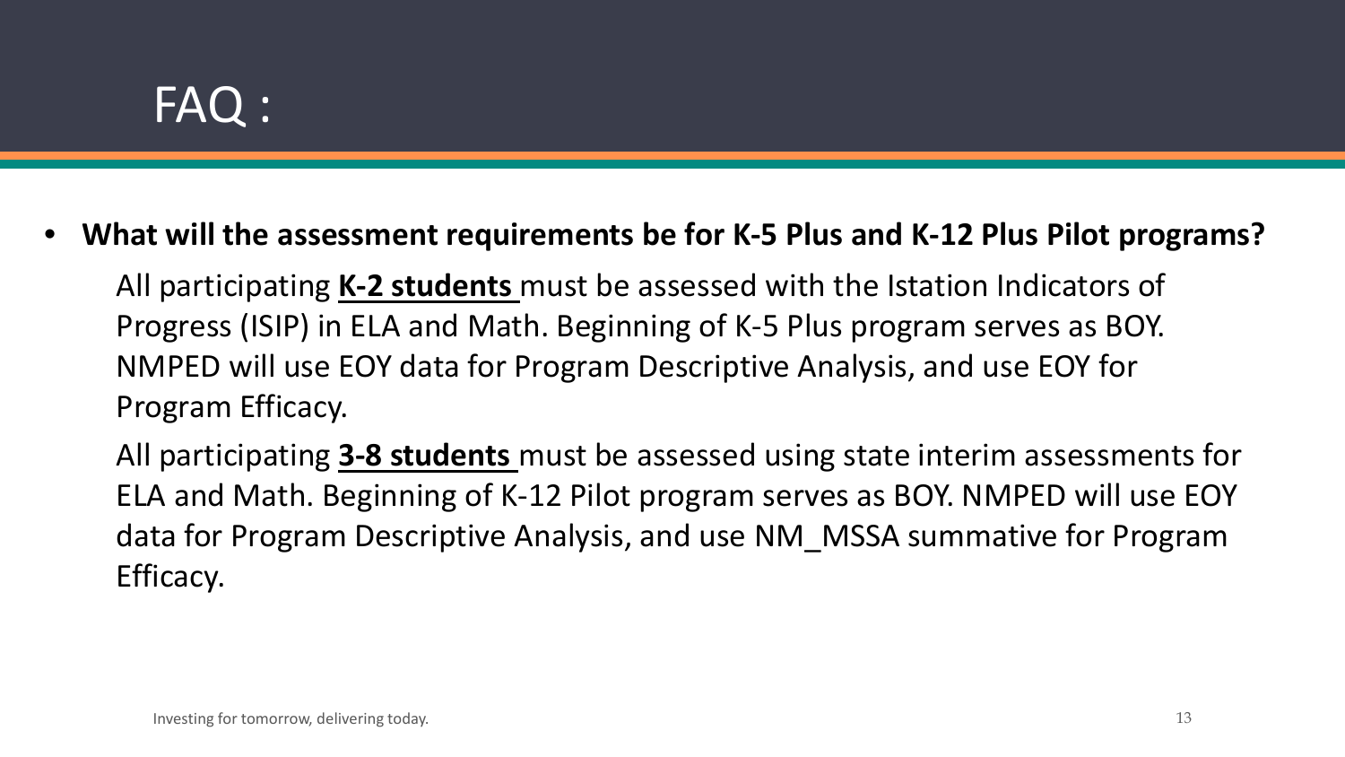# FAQ :

- **What will the assessment requirements be for K-5 Plus and K-12 Plus Pilot programs?**

  All participating **K-2 students** must be assessed with the Istation Indicators of Progress (ISIP) in ELA and Math. Beginning of K-5 Plus program serves as BOY. NMPED will use EOY data for Program Descriptive Analysis, and use EOY for Program Efficacy.

  All participating **3-8 students** must be assessed using state interim assessments for ELA and Math. Beginning of K-12 Pilot program serves as BOY. NMPED will use EOY data for Program Descriptive Analysis, and use NM_MSSA summative for Program Efficacy.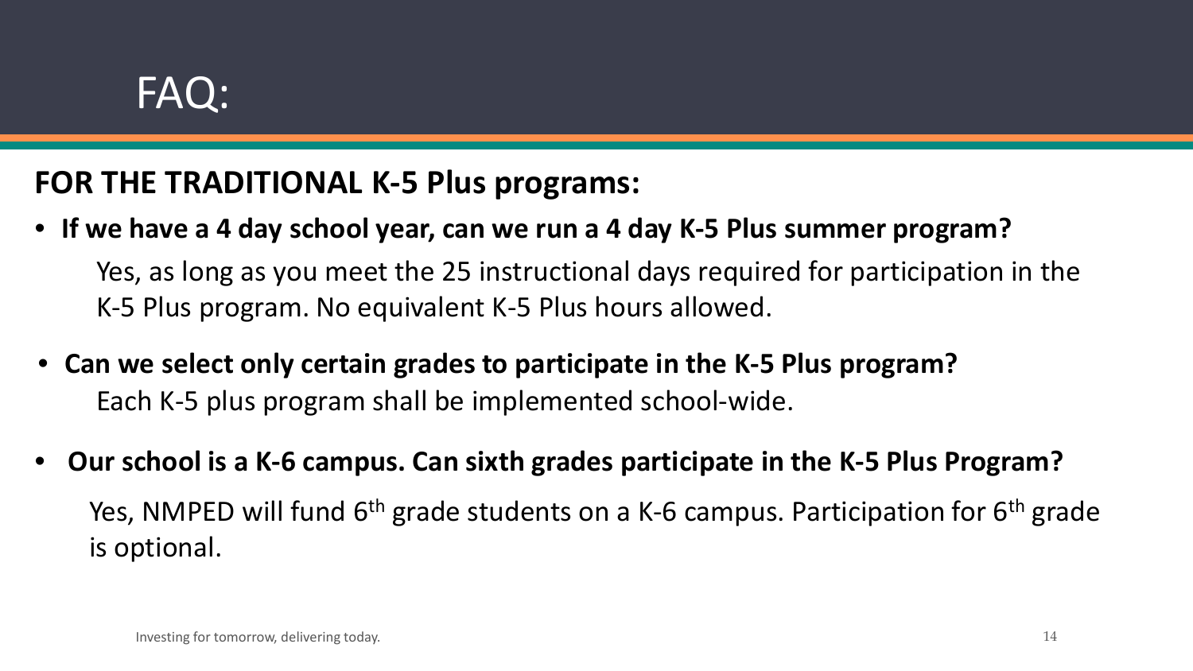# FAQ:

## FOR THE TRADITIONAL K-5 Plus programs:

- **If we have a 4 day school year, can we run a 4 day K-5 Plus summer program?**

  Yes, as long as you meet the 25 instructional days required for participation in the K-5 Plus program. No equivalent K-5 Plus hours allowed.

- **Can we select only certain grades to participate in the K-5 Plus program?**

  Each K-5 plus program shall be implemented school-wide.

- **Our school is a K-6 campus. Can sixth grades participate in the K-5 Plus Program?**

  Yes, NMPED will fund 6th grade students on a K-6 campus. Participation for 6th grade is optional.

Investing for tomorrow, delivering today.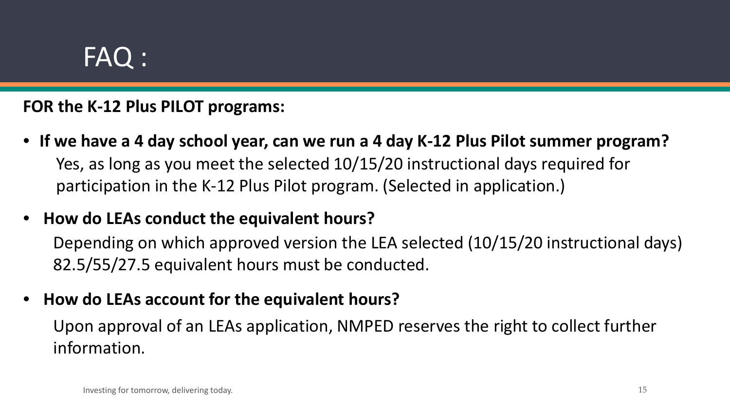# FAQ :

**FOR the K-12 Plus PILOT programs:**

- **If we have a 4 day school year, can we run a 4 day K-12 Plus Pilot summer program?**
  Yes, as long as you meet the selected 10/15/20 instructional days required for participation in the K-12 Plus Pilot program. (Selected in application.)

- **How do LEAs conduct the equivalent hours?**
  Depending on which approved version the LEA selected (10/15/20 instructional days) 82.5/55/27.5 equivalent hours must be conducted.

- **How do LEAs account for the equivalent hours?**
  Upon approval of an LEAs application, NMPED reserves the right to collect further information.

Investing for tomorrow, delivering today.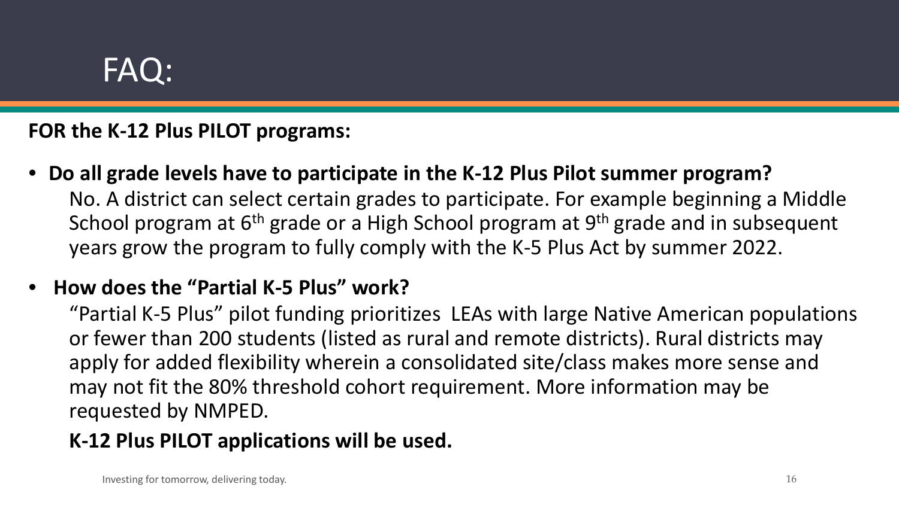# FAQ:

**FOR the K-12 Plus PILOT programs:**

- **Do all grade levels have to participate in the K-12 Plus Pilot summer program?**
  No. A district can select certain grades to participate. For example beginning a Middle School program at 6th grade or a High School program at 9th grade and in subsequent years grow the program to fully comply with the K-5 Plus Act by summer 2022.

- **How does the "Partial K-5 Plus" work?**
  "Partial K-5 Plus" pilot funding prioritizes LEAs with large Native American populations or fewer than 200 students (listed as rural and remote districts). Rural districts may apply for added flexibility wherein a consolidated site/class makes more sense and may not fit the 80% threshold cohort requirement. More information may be requested by NMPED.

  **K-12 Plus PILOT applications will be used.**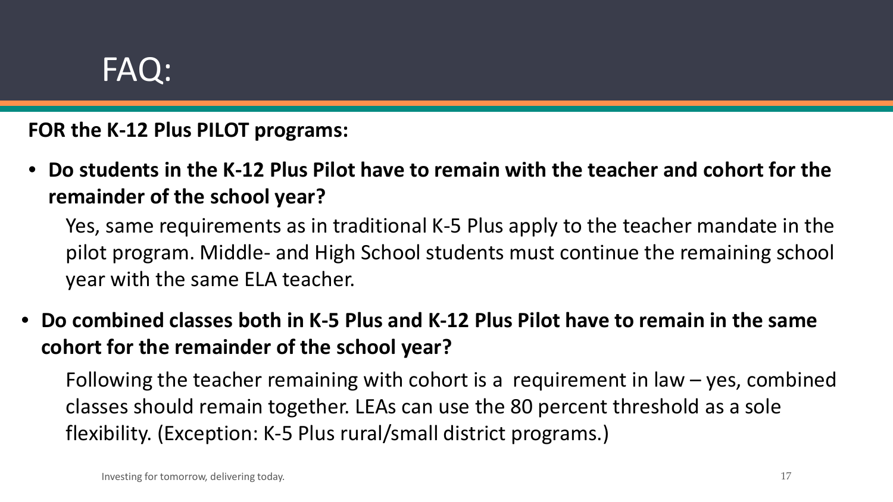# FAQ:

**FOR the K-12 Plus PILOT programs:**

- **Do students in the K-12 Plus Pilot have to remain with the teacher and cohort for the remainder of the school year?**

  Yes, same requirements as in traditional K-5 Plus apply to the teacher mandate in the pilot program. Middle- and High School students must continue the remaining school year with the same ELA teacher.

- **Do combined classes both in K-5 Plus and K-12 Plus Pilot have to remain in the same cohort for the remainder of the school year?**

  Following the teacher remaining with cohort is a requirement in law – yes, combined classes should remain together. LEAs can use the 80 percent threshold as a sole flexibility. (Exception: K-5 Plus rural/small district programs.)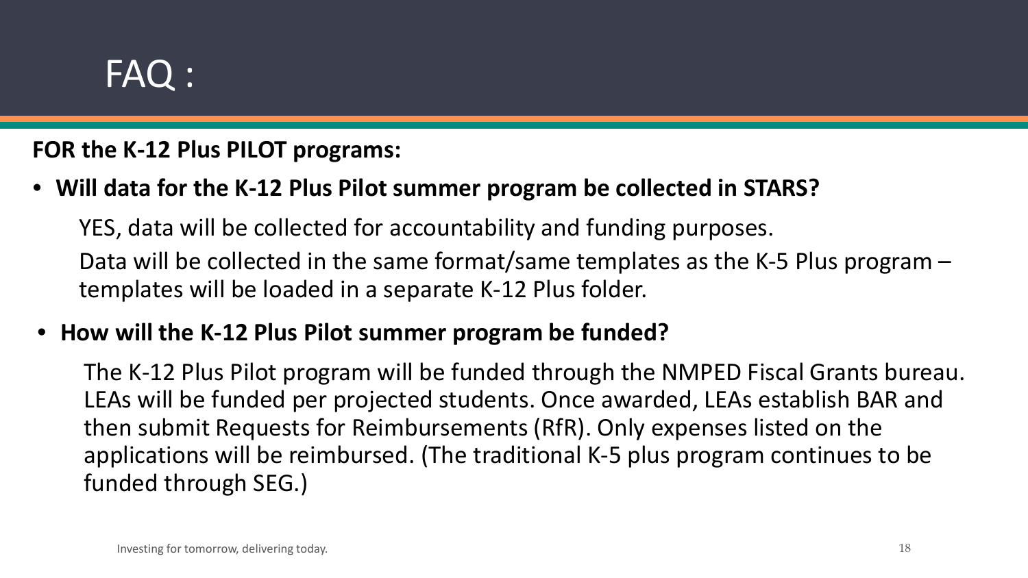# FAQ :

**FOR the K-12 Plus PILOT programs:**

- **Will data for the K-12 Plus Pilot summer program be collected in STARS?**

  YES, data will be collected for accountability and funding purposes.

  Data will be collected in the same format/same templates as the K-5 Plus program – templates will be loaded in a separate K-12 Plus folder.

- **How will the K-12 Plus Pilot summer program be funded?**

  The K-12 Plus Pilot program will be funded through the NMPED Fiscal Grants bureau. LEAs will be funded per projected students. Once awarded, LEAs establish BAR and then submit Requests for Reimbursements (RfR). Only expenses listed on the applications will be reimbursed. (The traditional K-5 plus program continues to be funded through SEG.)

Investing for tomorrow, delivering today.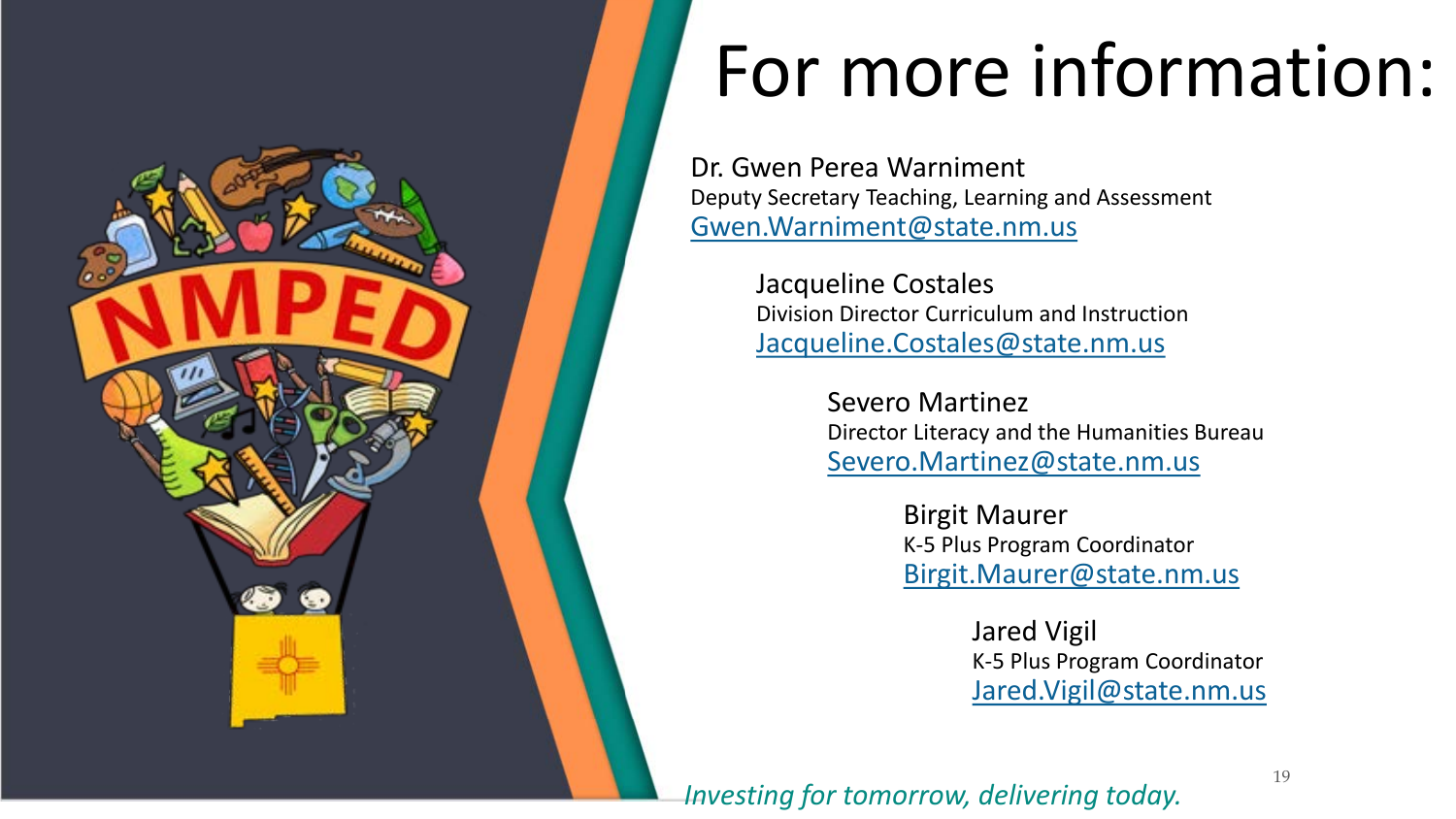# For more information:

Dr. Gwen Perea Warniment
Deputy Secretary Teaching, Learning and Assessment
Gwen.Warniment@state.nm.us

Jacqueline Costales
Division Director Curriculum and Instruction
Jacqueline.Costales@state.nm.us

Severo Martinez
Director Literacy and the Humanities Bureau
Severo.Martinez@state.nm.us

Birgit Maurer
K-5 Plus Program Coordinator
Birgit.Maurer@state.nm.us

Jared Vigil
K-5 Plus Program Coordinator
Jared.Vigil@state.nm.us

*Investing for tomorrow, delivering today.*